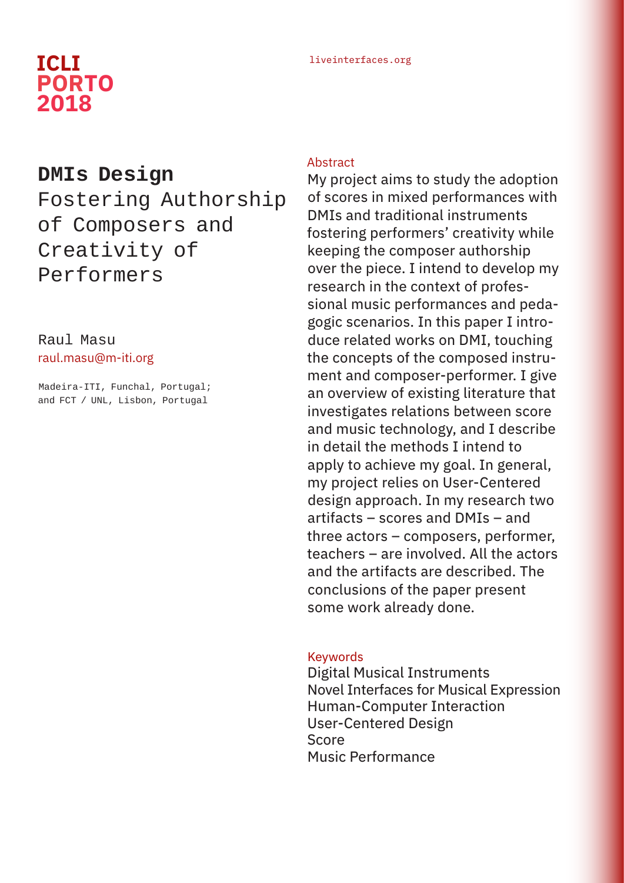# DMIs Design

## Fostering Authorship of Composers and Creativity of Performers

Raul Masu
raul.masu@m-iti.org

Madeira-ITI, Funchal, Portugal;
and FCT / UNL, Lisbon, Portugal

### Abstract

My project aims to study the adoption of scores in mixed performances with DMIs and traditional instruments fostering performers' creativity while keeping the composer authorship over the piece. I intend to develop my research in the context of professional music performances and pedagogic scenarios. In this paper I introduce related works on DMI, touching the concepts of the composed instrument and composer-performer. I give an overview of existing literature that investigates relations between score and music technology, and I describe in detail the methods I intend to apply to achieve my goal. In general, my project relies on User-Centered design approach. In my research two artifacts – scores and DMIs – and three actors – composers, performer, teachers – are involved. All the actors and the artifacts are described. The conclusions of the paper present some work already done.

### Keywords

Digital Musical Instruments
Novel Interfaces for Musical Expression
Human-Computer Interaction
User-Centered Design
Score
Music Performance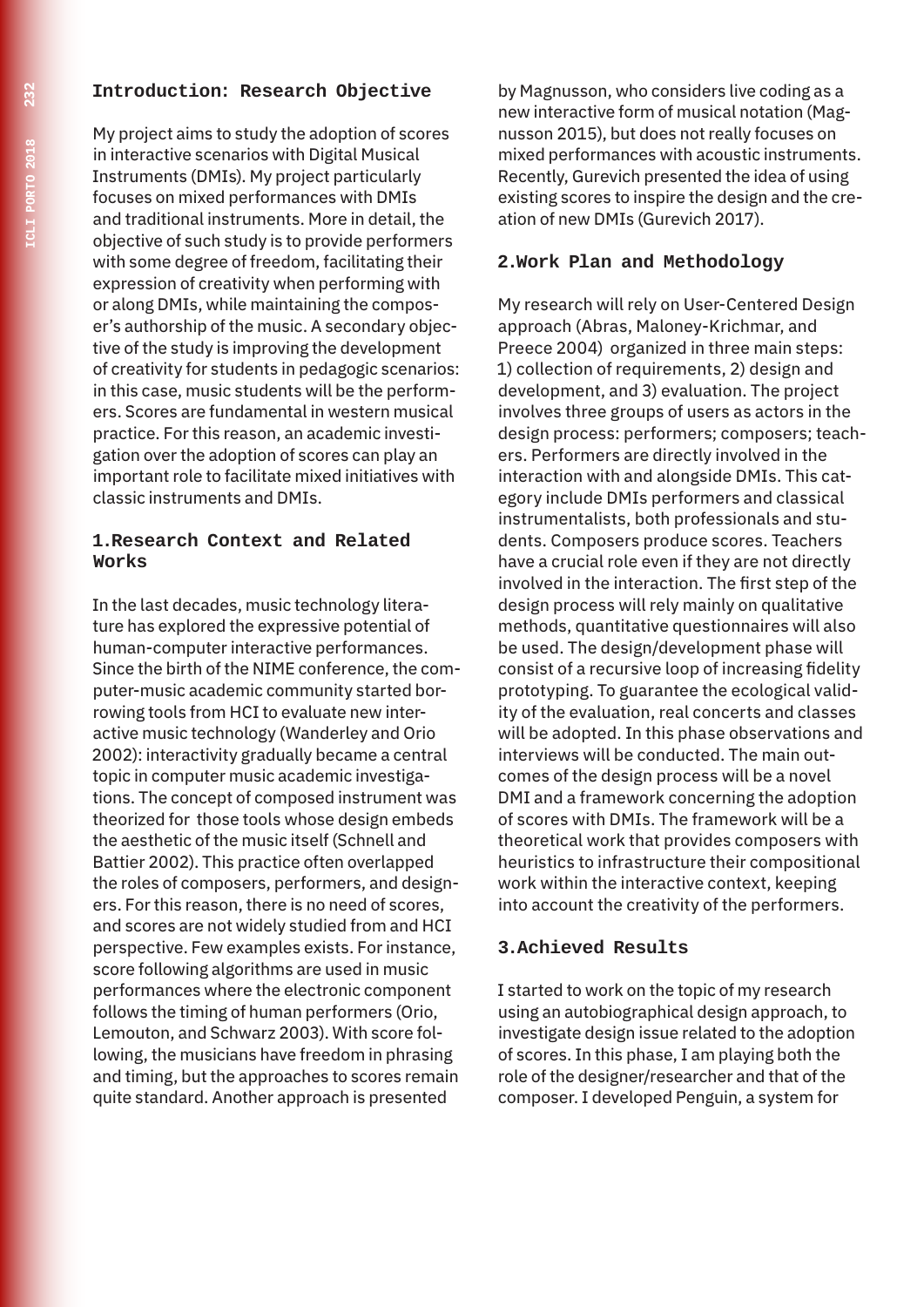## Introduction: Research Objective

My project aims to study the adoption of scores in interactive scenarios with Digital Musical Instruments (DMIs). My project particularly focuses on mixed performances with DMIs and traditional instruments. More in detail, the objective of such study is to provide performers with some degree of freedom, facilitating their expression of creativity when performing with or along DMIs, while maintaining the composer's authorship of the music. A secondary objective of the study is improving the development of creativity for students in pedagogic scenarios: in this case, music students will be the performers. Scores are fundamental in western musical practice. For this reason, an academic investigation over the adoption of scores can play an important role to facilitate mixed initiatives with classic instruments and DMIs.

## 1.Research Context and Related Works

In the last decades, music technology literature has explored the expressive potential of human-computer interactive performances. Since the birth of the NIME conference, the computer-music academic community started borrowing tools from HCI to evaluate new interactive music technology (Wanderley and Orio 2002): interactivity gradually became a central topic in computer music academic investigations. The concept of composed instrument was theorized for those tools whose design embeds the aesthetic of the music itself (Schnell and Battier 2002). This practice often overlapped the roles of composers, performers, and designers. For this reason, there is no need of scores, and scores are not widely studied from and HCI perspective. Few examples exists. For instance, score following algorithms are used in music performances where the electronic component follows the timing of human performers (Orio, Lemouton, and Schwarz 2003). With score following, the musicians have freedom in phrasing and timing, but the approaches to scores remain quite standard. Another approach is presented by Magnusson, who considers live coding as a new interactive form of musical notation (Magnusson 2015), but does not really focuses on mixed performances with acoustic instruments. Recently, Gurevich presented the idea of using existing scores to inspire the design and the creation of new DMIs (Gurevich 2017).

## 2.Work Plan and Methodology

My research will rely on User-Centered Design approach (Abras, Maloney-Krichmar, and Preece 2004) organized in three main steps: 1) collection of requirements, 2) design and development, and 3) evaluation. The project involves three groups of users as actors in the design process: performers; composers; teachers. Performers are directly involved in the interaction with and alongside DMIs. This category include DMIs performers and classical instrumentalists, both professionals and students. Composers produce scores. Teachers have a crucial role even if they are not directly involved in the interaction. The first step of the design process will rely mainly on qualitative methods, quantitative questionnaires will also be used. The design/development phase will consist of a recursive loop of increasing fidelity prototyping. To guarantee the ecological validity of the evaluation, real concerts and classes will be adopted. In this phase observations and interviews will be conducted. The main outcomes of the design process will be a novel DMI and a framework concerning the adoption of scores with DMIs. The framework will be a theoretical work that provides composers with heuristics to infrastructure their compositional work within the interactive context, keeping into account the creativity of the performers.

## 3.Achieved Results

I started to work on the topic of my research using an autobiographical design approach, to investigate design issue related to the adoption of scores. In this phase, I am playing both the role of the designer/researcher and that of the composer. I developed Penguin, a system for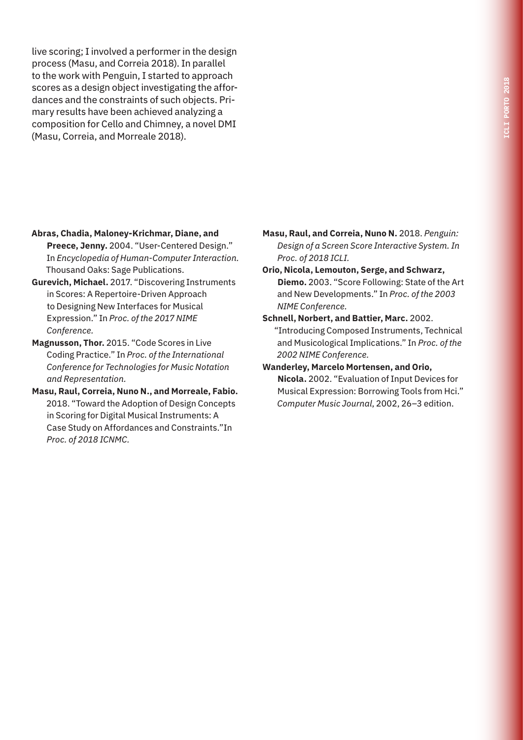live scoring; I involved a performer in the design process (Masu, and Correia 2018). In parallel to the work with Penguin, I started to approach scores as a design object investigating the affordances and the constraints of such objects. Primary results have been achieved analyzing a composition for Cello and Chimney, a novel DMI (Masu, Correia, and Morreale 2018).

**Abras, Chadia, Maloney-Krichmar, Diane, and Preece, Jenny.** 2004. "User-Centered Design." In *Encyclopedia of Human-Computer Interaction.* Thousand Oaks: Sage Publications.

**Gurevich, Michael.** 2017. "Discovering Instruments in Scores: A Repertoire-Driven Approach to Designing New Interfaces for Musical Expression." In *Proc. of the 2017 NIME Conference.*

**Magnusson, Thor.** 2015. "Code Scores in Live Coding Practice." In *Proc. of the International Conference for Technologies for Music Notation and Representation.*

**Masu, Raul, Correia, Nuno N., and Morreale, Fabio.** 2018. "Toward the Adoption of Design Concepts in Scoring for Digital Musical Instruments: A Case Study on Affordances and Constraints."In *Proc. of 2018 ICNMC.*

**Masu, Raul, and Correia, Nuno N.** 2018. *Penguin: Design of a Screen Score Interactive System. In Proc. of 2018 ICLI.*

**Orio, Nicola, Lemouton, Serge, and Schwarz, Diemo.** 2003. "Score Following: State of the Art and New Developments." In *Proc. of the 2003 NIME Conference.*

**Schnell, Norbert, and Battier, Marc.** 2002. "Introducing Composed Instruments, Technical and Musicological Implications." In *Proc. of the 2002 NIME Conference.*

**Wanderley, Marcelo Mortensen, and Orio, Nicola.** 2002. "Evaluation of Input Devices for Musical Expression: Borrowing Tools from Hci." *Computer Music Journal*, 2002, 26–3 edition.